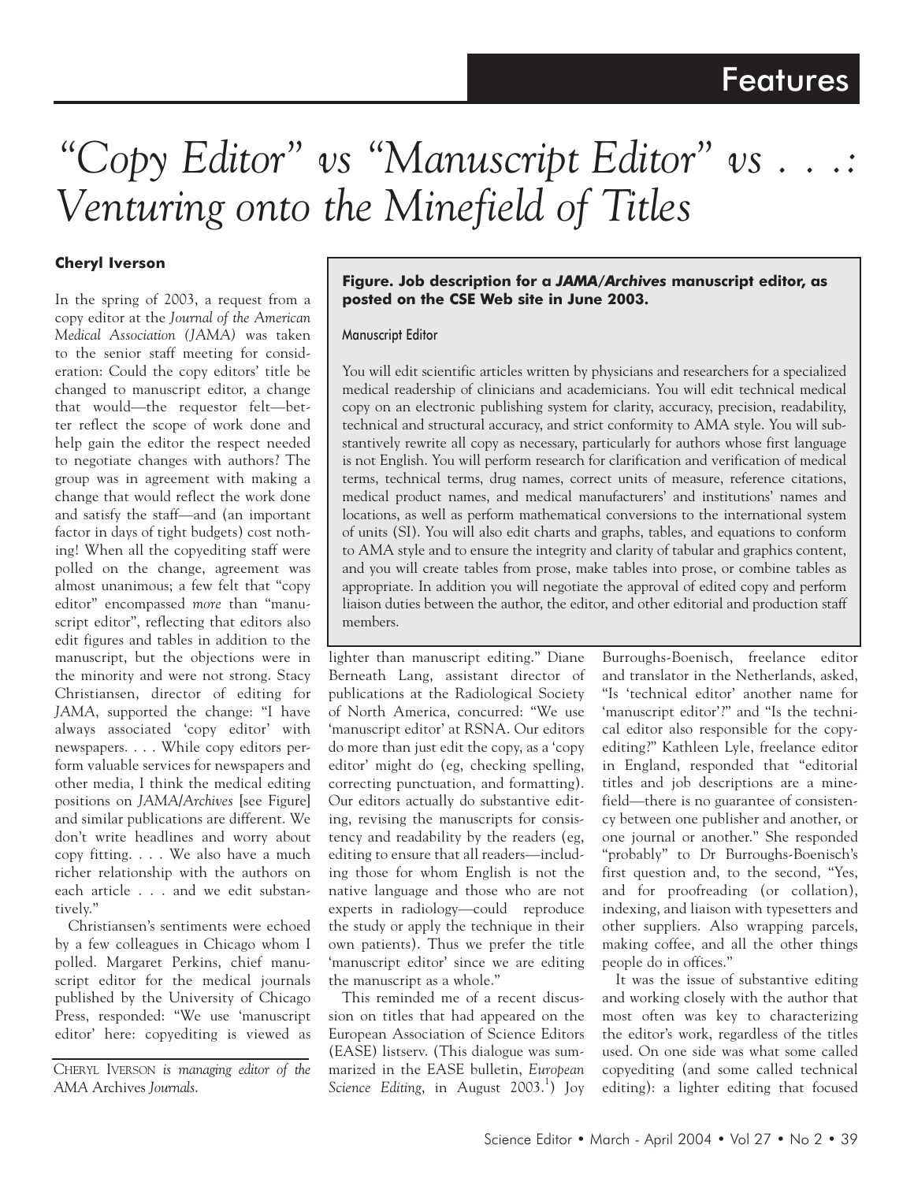# "Copy Editor" vs "Manuscript Editor" vs . . .: Venturing onto the Minefield of Titles

**Cheryl Iverson**

In the spring of 2003, a request from a copy editor at the *Journal of the American Medical Association (JAMA)* was taken to the senior staff meeting for consideration: Could the copy editors' title be changed to manuscript editor, a change that would—the requestor felt—better reflect the scope of work done and help gain the editor the respect needed to negotiate changes with authors? The group was in agreement with making a change that would reflect the work done and satisfy the staff—and (an important factor in days of tight budgets) cost nothing! When all the copyediting staff were polled on the change, agreement was almost unanimous; a few felt that "copy editor" encompassed *more* than "manuscript editor", reflecting that editors also edit figures and tables in addition to the manuscript, but the objections were in the minority and were not strong. Stacy Christiansen, director of editing for *JAMA*, supported the change: "I have always associated 'copy editor' with newspapers. . . . While copy editors perform valuable services for newspapers and other media, I think the medical editing positions on *JAMA/Archives* [see Figure] and similar publications are different. We don't write headlines and worry about copy fitting. . . . We also have a much richer relationship with the authors on each article . . . and we edit substantively."

Christiansen's sentiments were echoed by a few colleagues in Chicago whom I polled. Margaret Perkins, chief manuscript editor for the medical journals published by the University of Chicago Press, responded: "We use 'manuscript editor' here: copyediting is viewed as lighter than manuscript editing." Diane Berneath Lang, assistant director of publications at the Radiological Society of North America, concurred: "We use 'manuscript editor' at RSNA. Our editors do more than just edit the copy, as a 'copy editor' might do (eg, checking spelling, correcting punctuation, and formatting). Our editors actually do substantive editing, revising the manuscripts for consistency and readability by the readers (eg, editing to ensure that all readers—including those for whom English is not the native language and those who are not experts in radiology—could reproduce the study or apply the technique in their own patients). Thus we prefer the title 'manuscript editor' since we are editing the manuscript as a whole."

> **Figure. Job description for a *JAMA/Archives* manuscript editor, as posted on the CSE Web site in June 2003.**
>
> Manuscript Editor
>
> You will edit scientific articles written by physicians and researchers for a specialized medical readership of clinicians and academicians. You will edit technical medical copy on an electronic publishing system for clarity, accuracy, precision, readability, technical and structural accuracy, and strict conformity to AMA style. You will substantively rewrite all copy as necessary, particularly for authors whose first language is not English. You will perform research for clarification and verification of medical terms, technical terms, drug names, correct units of measure, reference citations, medical product names, and medical manufacturers' and institutions' names and locations, as well as perform mathematical conversions to the international system of units (SI). You will also edit charts and graphs, tables, and equations to conform to AMA style and to ensure the integrity and clarity of tabular and graphics content, and you will create tables from prose, make tables into prose, or combine tables as appropriate. In addition you will negotiate the approval of edited copy and perform liaison duties between the author, the editor, and other editorial and production staff members.

This reminded me of a recent discussion on titles that had appeared on the European Association of Science Editors (EASE) listserv. (This dialogue was summarized in the EASE bulletin, *European Science Editing*, in August 2003.[1]) Joy Burroughs-Boenisch, freelance editor and translator in the Netherlands, asked, "Is 'technical editor' another name for 'manuscript editor'?" and "Is the technical editor also responsible for the copyediting?" Kathleen Lyle, freelance editor in England, responded that "editorial titles and job descriptions are a minefield—there is no guarantee of consistency between one publisher and another, or one journal or another." She responded "probably" to Dr Burroughs-Boenisch's first question and, to the second, "Yes, and for proofreading (or collation), indexing, and liaison with typesetters and other suppliers. Also wrapping parcels, making coffee, and all the other things people do in offices."

It was the issue of substantive editing and working closely with the author that most often was key to characterizing the editor's work, regardless of the titles used. On one side was what some called copyediting (and some called technical editing): a lighter editing that focused

CHERYL IVERSON *is managing editor of the AMA* Archives *Journals*.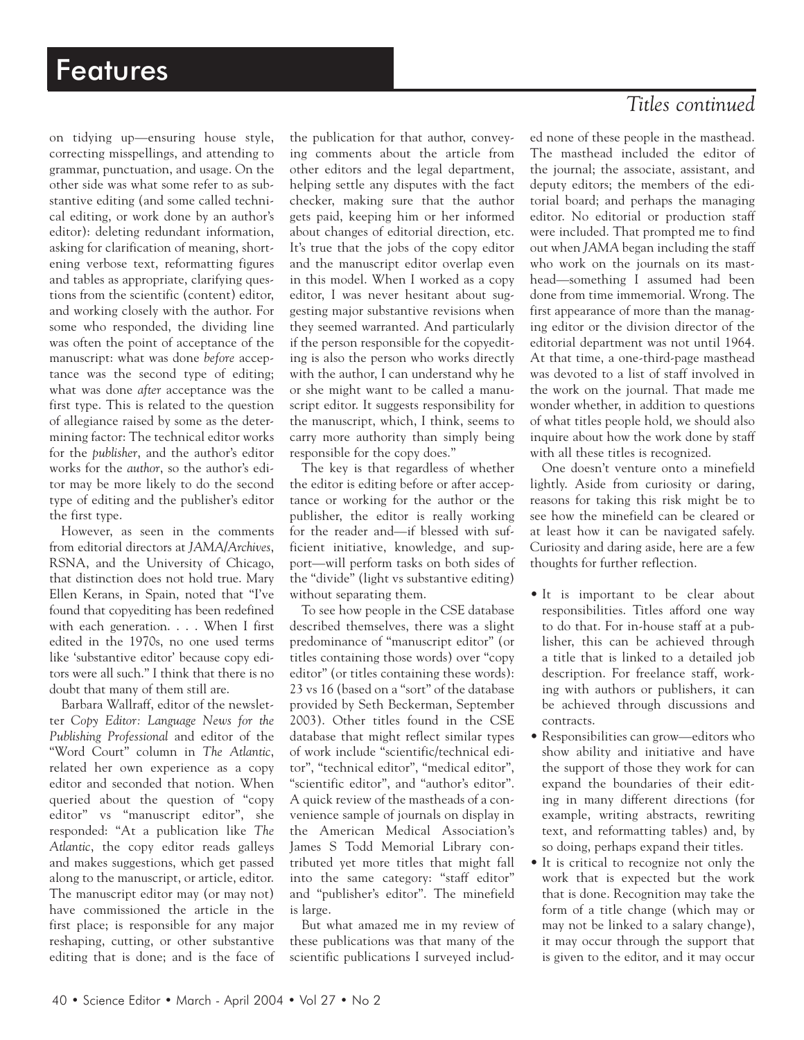on tidying up—ensuring house style, correcting misspellings, and attending to grammar, punctuation, and usage. On the other side was what some refer to as substantive editing (and some called technical editing, or work done by an author's editor): deleting redundant information, asking for clarification of meaning, shortening verbose text, reformatting figures and tables as appropriate, clarifying questions from the scientific (content) editor, and working closely with the author. For some who responded, the dividing line was often the point of acceptance of the manuscript: what was done *before* acceptance was the second type of editing; what was done *after* acceptance was the first type. This is related to the question of allegiance raised by some as the determining factor: The technical editor works for the *publisher*, and the author's editor works for the *author*, so the author's editor may be more likely to do the second type of editing and the publisher's editor the first type.

However, as seen in the comments from editorial directors at *JAMA*/*Archives*, RSNA, and the University of Chicago, that distinction does not hold true. Mary Ellen Kerans, in Spain, noted that "I've found that copyediting has been redefined with each generation. . . . When I first edited in the 1970s, no one used terms like 'substantive editor' because copy editors were all such." I think that there is no doubt that many of them still are.

Barbara Wallraff, editor of the newsletter *Copy Editor: Language News for the Publishing Professional* and editor of the "Word Court" column in *The Atlantic*, related her own experience as a copy editor and seconded that notion. When queried about the question of "copy editor" vs "manuscript editor", she responded: "At a publication like *The Atlantic*, the copy editor reads galleys and makes suggestions, which get passed along to the manuscript, or article, editor. The manuscript editor may (or may not) have commissioned the article in the first place; is responsible for any major reshaping, cutting, or other substantive editing that is done; and is the face of the publication for that author, conveying comments about the article from other editors and the legal department, helping settle any disputes with the fact checker, making sure that the author gets paid, keeping him or her informed about changes of editorial direction, etc. It's true that the jobs of the copy editor and the manuscript editor overlap even in this model. When I worked as a copy editor, I was never hesitant about suggesting major substantive revisions when they seemed warranted. And particularly if the person responsible for the copyediting is also the person who works directly with the author, I can understand why he or she might want to be called a manuscript editor. It suggests responsibility for the manuscript, which, I think, seems to carry more authority than simply being responsible for the copy does."

The key is that regardless of whether the editor is editing before or after acceptance or working for the author or the publisher, the editor is really working for the reader and—if blessed with sufficient initiative, knowledge, and support—will perform tasks on both sides of the "divide" (light vs substantive editing) without separating them.

To see how people in the CSE database described themselves, there was a slight predominance of "manuscript editor" (or titles containing those words) over "copy editor" (or titles containing these words): 23 vs 16 (based on a "sort" of the database provided by Seth Beckerman, September 2003). Other titles found in the CSE database that might reflect similar types of work include "scientific/technical editor", "technical editor", "medical editor", "scientific editor", and "author's editor". A quick review of the mastheads of a convenience sample of journals on display in the American Medical Association's James S Todd Memorial Library contributed yet more titles that might fall into the same category: "staff editor" and "publisher's editor". The minefield is large.

But what amazed me in my review of these publications was that many of the scientific publications I surveyed included none of these people in the masthead. The masthead included the editor of the journal; the associate, assistant, and deputy editors; the members of the editorial board; and perhaps the managing editor. No editorial or production staff were included. That prompted me to find out when *JAMA* began including the staff who work on the journals on its masthead—something I assumed had been done from time immemorial. Wrong. The first appearance of more than the managing editor or the division director of the editorial department was not until 1964. At that time, a one-third-page masthead was devoted to a list of staff involved in the work on the journal. That made me wonder whether, in addition to questions of what titles people hold, we should also inquire about how the work done by staff with all these titles is recognized.

One doesn't venture onto a minefield lightly. Aside from curiosity or daring, reasons for taking this risk might be to see how the minefield can be cleared or at least how it can be navigated safely. Curiosity and daring aside, here are a few thoughts for further reflection.

- It is important to be clear about responsibilities. Titles afford one way to do that. For in-house staff at a publisher, this can be achieved through a title that is linked to a detailed job description. For freelance staff, working with authors or publishers, it can be achieved through discussions and contracts.
- Responsibilities can grow—editors who show ability and initiative and have the support of those they work for can expand the boundaries of their editing in many different directions (for example, writing abstracts, rewriting text, and reformatting tables) and, by so doing, perhaps expand their titles.
- It is critical to recognize not only the work that is expected but the work that is done. Recognition may take the form of a title change (which may or may not be linked to a salary change), it may occur through the support that is given to the editor, and it may occur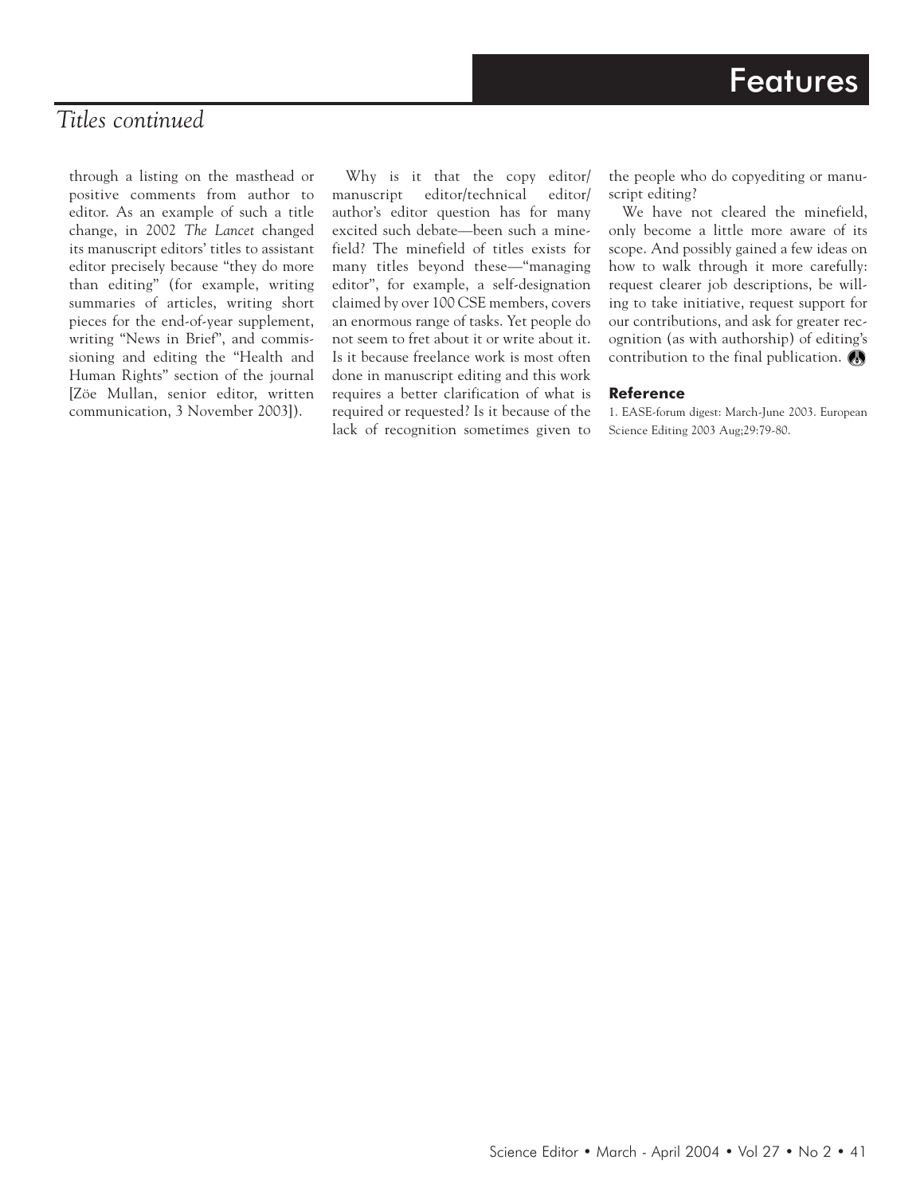## Titles continued

through a listing on the masthead or positive comments from author to editor. As an example of such a title change, in 2002 *The Lancet* changed its manuscript editors' titles to assistant editor precisely because "they do more than editing" (for example, writing summaries of articles, writing short pieces for the end-of-year supplement, writing "News in Brief", and commissioning and editing the "Health and Human Rights" section of the journal [Zöe Mullan, senior editor, written communication, 3 November 2003]).

Why is it that the copy editor/ manuscript editor/technical editor/ author's editor question has for many excited such debate—been such a minefield? The minefield of titles exists for many titles beyond these—"managing editor", for example, a self-designation claimed by over 100 CSE members, covers an enormous range of tasks. Yet people do not seem to fret about it or write about it. Is it because freelance work is most often done in manuscript editing and this work requires a better clarification of what is required or requested? Is it because of the lack of recognition sometimes given to the people who do copyediting or manuscript editing?

We have not cleared the minefield, only become a little more aware of its scope. And possibly gained a few ideas on how to walk through it more carefully: request clearer job descriptions, be willing to take initiative, request support for our contributions, and ask for greater recognition (as with authorship) of editing's contribution to the final publication.

### Reference

1. EASE-forum digest: March-June 2003. European Science Editing 2003 Aug;29:79-80.